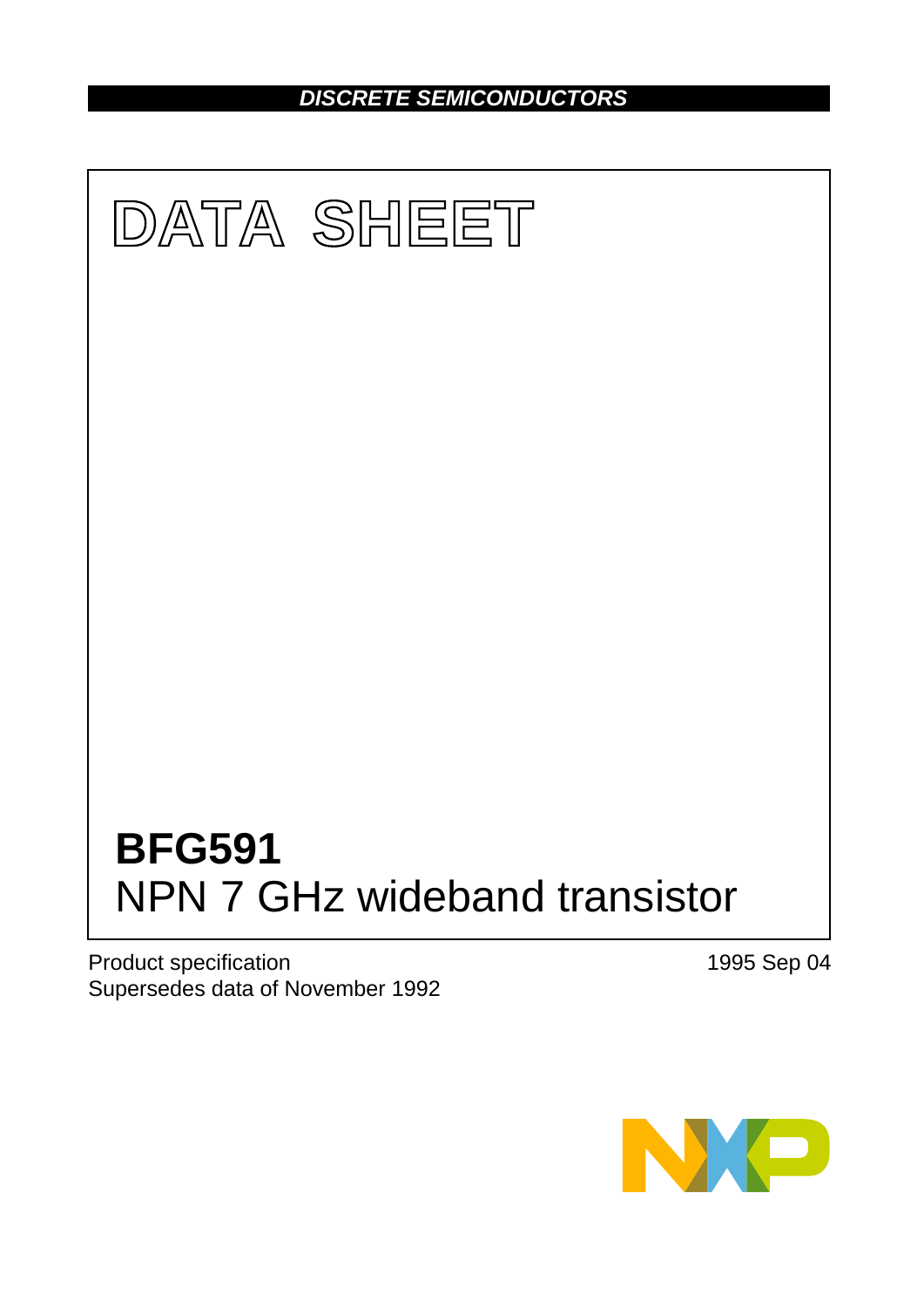DISCRETE SEMICONDUCTORS

# DATA SHEET

# BFG591

## NPN 7 GHz wideband transistor

Product specification
Supersedes data of November 1992

1995 Sep 04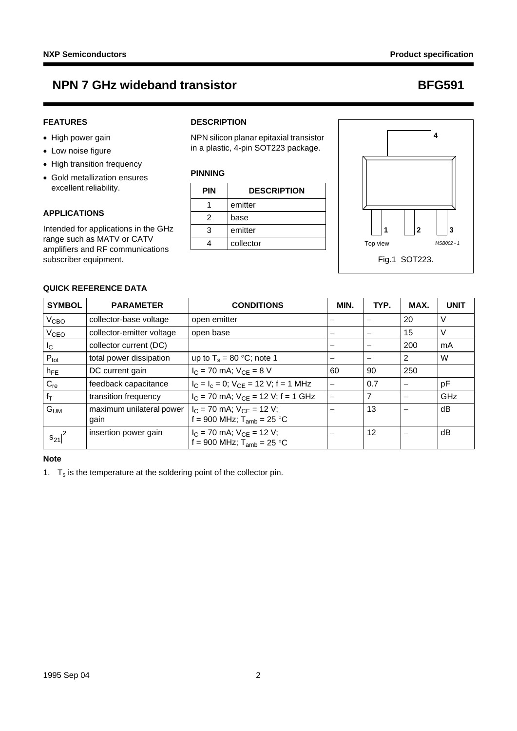# NPN 7 GHz wideband transistor — BFG591

## FEATURES

- High power gain
- Low noise figure
- High transition frequency
- Gold metallization ensures excellent reliability.

## APPLICATIONS

Intended for applications in the GHz range such as MATV or CATV amplifiers and RF communications subscriber equipment.

## DESCRIPTION

NPN silicon planar epitaxial transistor in a plastic, 4-pin SOT223 package.

## PINNING

| PIN | DESCRIPTION |
|---|---|
| 1 | emitter |
| 2 | base |
| 3 | emitter |
| 4 | collector |

Fig.1 SOT223.

## QUICK REFERENCE DATA

| SYMBOL | PARAMETER | CONDITIONS | MIN. | TYP. | MAX. | UNIT |
|---|---|---|---|---|---|---|
| $V_{CBO}$ | collector-base voltage | open emitter | – | – | 20 | V |
| $V_{CEO}$ | collector-emitter voltage | open base | – | – | 15 | V |
| $I_C$ | collector current (DC) | | – | – | 200 | mA |
| $P_{tot}$ | total power dissipation | up to $T_s$ = 80 °C; note 1 | – | – | 2 | W |
| $h_{FE}$ | DC current gain | $I_C$ = 70 mA; $V_{CE}$ = 8 V | 60 | 90 | 250 | |
| $C_{re}$ | feedback capacitance | $I_C = I_c = 0$; $V_{CE}$ = 12 V; f = 1 MHz | – | 0.7 | – | pF |
| $f_T$ | transition frequency | $I_C$ = 70 mA; $V_{CE}$ = 12 V; f = 1 GHz | – | 7 | – | GHz |
| $G_{UM}$ | maximum unilateral power gain | $I_C$ = 70 mA; $V_{CE}$ = 12 V; f = 900 MHz; $T_{amb}$ = 25 °C | – | 13 | – | dB |
| $\|s_{21}\|^2$ | insertion power gain | $I_C$ = 70 mA; $V_{CE}$ = 12 V; f = 900 MHz; $T_{amb}$ = 25 °C | – | 12 | – | dB |

### Note

1. $T_s$ is the temperature at the soldering point of the collector pin.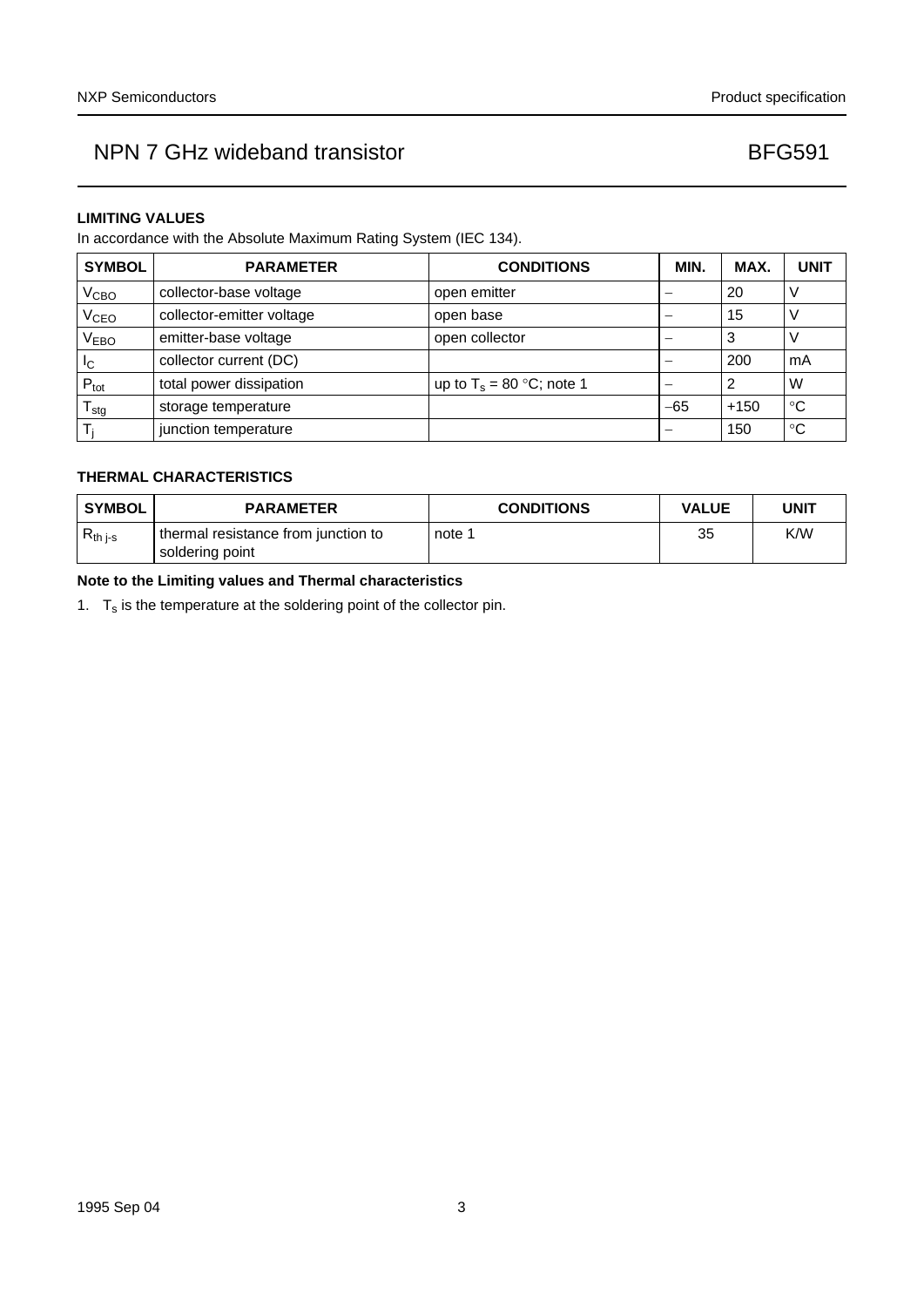## LIMITING VALUES

In accordance with the Absolute Maximum Rating System (IEC 134).

| SYMBOL | PARAMETER | CONDITIONS | MIN. | MAX. | UNIT |
|---|---|---|---|---|---|
| $V_{CBO}$ | collector-base voltage | open emitter | − | 20 | V |
| $V_{CEO}$ | collector-emitter voltage | open base | − | 15 | V |
| $V_{EBO}$ | emitter-base voltage | open collector | − | 3 | V |
| $I_C$ | collector current (DC) | | − | 200 | mA |
| $P_{tot}$ | total power dissipation | up to $T_s$ = 80 °C; note 1 | − | 2 | W |
| $T_{stg}$ | storage temperature | | −65 | +150 | °C |
| $T_j$ | junction temperature | | − | 150 | °C |

## THERMAL CHARACTERISTICS

| SYMBOL | PARAMETER | CONDITIONS | VALUE | UNIT |
|---|---|---|---|---|
| $R_{th\ j\text{-}s}$ | thermal resistance from junction to soldering point | note 1 | 35 | K/W |

**Note to the Limiting values and Thermal characteristics**

1. $T_s$ is the temperature at the soldering point of the collector pin.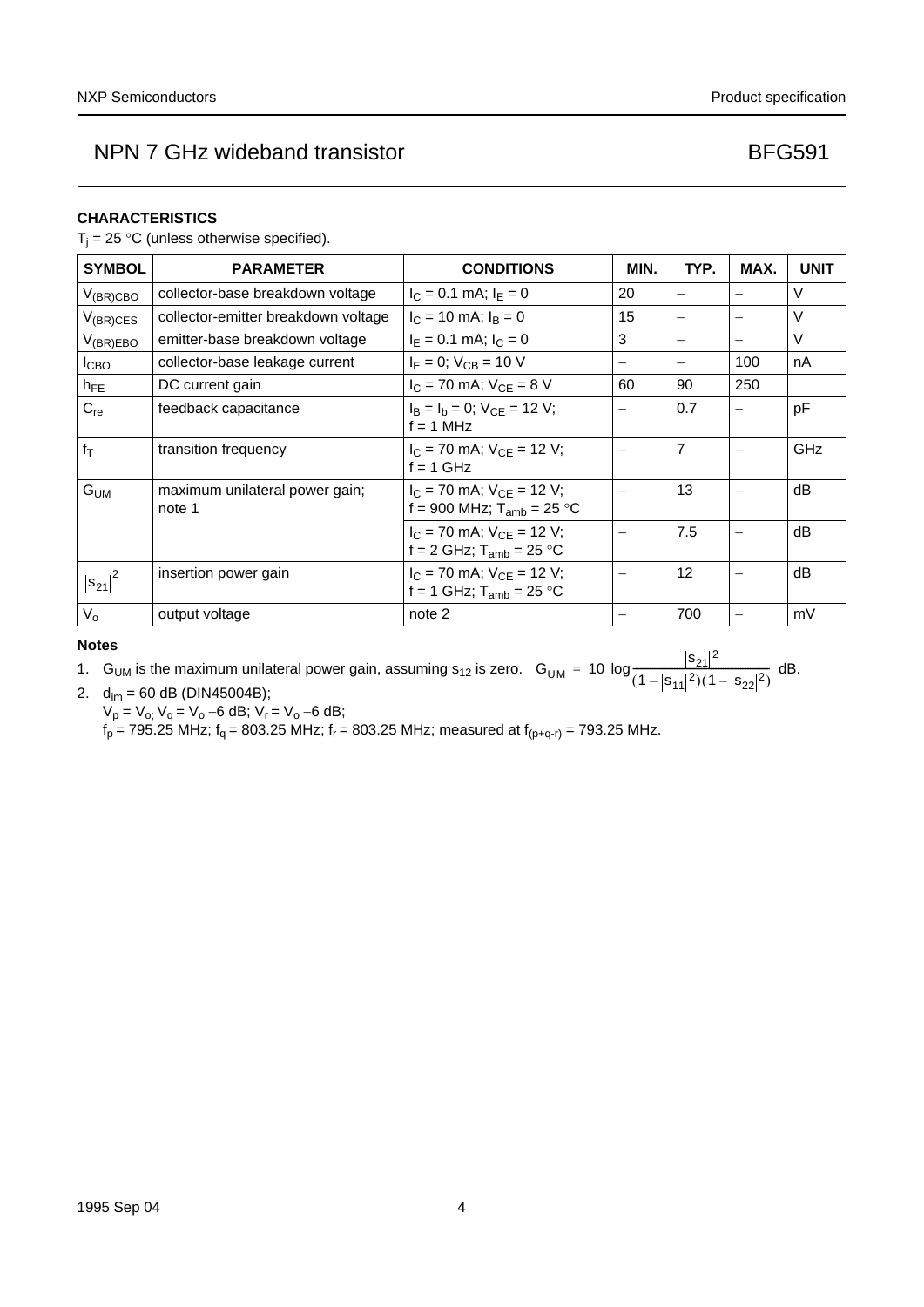## CHARACTERISTICS

$T_j = 25\ °C$ (unless otherwise specified).

| SYMBOL | PARAMETER | CONDITIONS | MIN. | TYP. | MAX. | UNIT |
|---|---|---|---|---|---|---|
| $V_{(BR)CBO}$ | collector-base breakdown voltage | $I_C = 0.1$ mA; $I_E = 0$ | 20 | – | – | V |
| $V_{(BR)CES}$ | collector-emitter breakdown voltage | $I_C = 10$ mA; $I_B = 0$ | 15 | – | – | V |
| $V_{(BR)EBO}$ | emitter-base breakdown voltage | $I_E = 0.1$ mA; $I_C = 0$ | 3 | – | – | V |
| $I_{CBO}$ | collector-base leakage current | $I_E = 0$; $V_{CB} = 10$ V | – | – | 100 | nA |
| $h_{FE}$ | DC current gain | $I_C = 70$ mA; $V_{CE} = 8$ V | 60 | 90 | 250 | |
| $C_{re}$ | feedback capacitance | $I_B = I_b = 0$; $V_{CE} = 12$ V; f = 1 MHz | – | 0.7 | – | pF |
| $f_T$ | transition frequency | $I_C = 70$ mA; $V_{CE} = 12$ V; f = 1 GHz | – | 7 | – | GHz |
| $G_{UM}$ | maximum unilateral power gain; note 1 | $I_C = 70$ mA; $V_{CE} = 12$ V; f = 900 MHz; $T_{amb} = 25\ °C$ | – | 13 | – | dB |
| | | $I_C = 70$ mA; $V_{CE} = 12$ V; f = 2 GHz; $T_{amb} = 25\ °C$ | – | 7.5 | – | dB |
| $\lvert s_{21}\rvert^2$ | insertion power gain | $I_C = 70$ mA; $V_{CE} = 12$ V; f = 1 GHz; $T_{amb} = 25\ °C$ | – | 12 | – | dB |
| $V_o$ | output voltage | note 2 | – | 700 | – | mV |

### Notes

1. $G_{UM}$ is the maximum unilateral power gain, assuming $s_{12}$ is zero. $G_{UM} = 10\log\frac{\lvert s_{21}\rvert^2}{(1-\lvert s_{11}\rvert^2)(1-\lvert s_{22}\rvert^2)}$ dB.
2. $d_{im} = 60$ dB (DIN45004B);
   $V_p = V_o$; $V_q = V_o$ −6 dB; $V_r = V_o$ −6 dB;
   $f_p = 795.25$ MHz; $f_q = 803.25$ MHz; $f_r = 803.25$ MHz; measured at $f_{(p+q-r)} = 793.25$ MHz.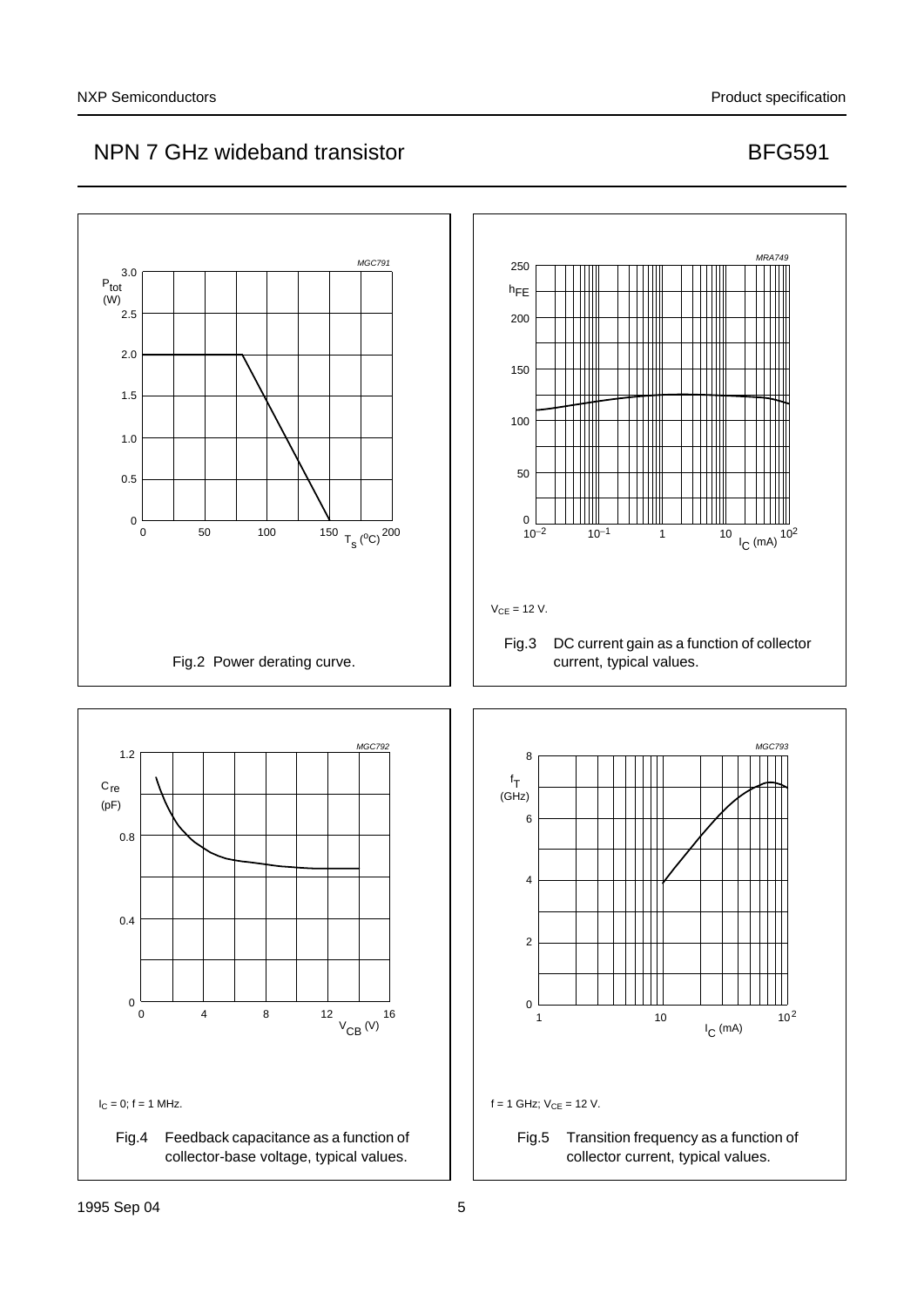Fig.2 Power derating curve.

$V_{CE}$ = 12 V.

Fig.3 DC current gain as a function of collector current, typical values.

$I_C$ = 0; f = 1 MHz.

Fig.4 Feedback capacitance as a function of collector-base voltage, typical values.

f = 1 GHz; $V_{CE}$ = 12 V.

Fig.5 Transition frequency as a function of collector current, typical values.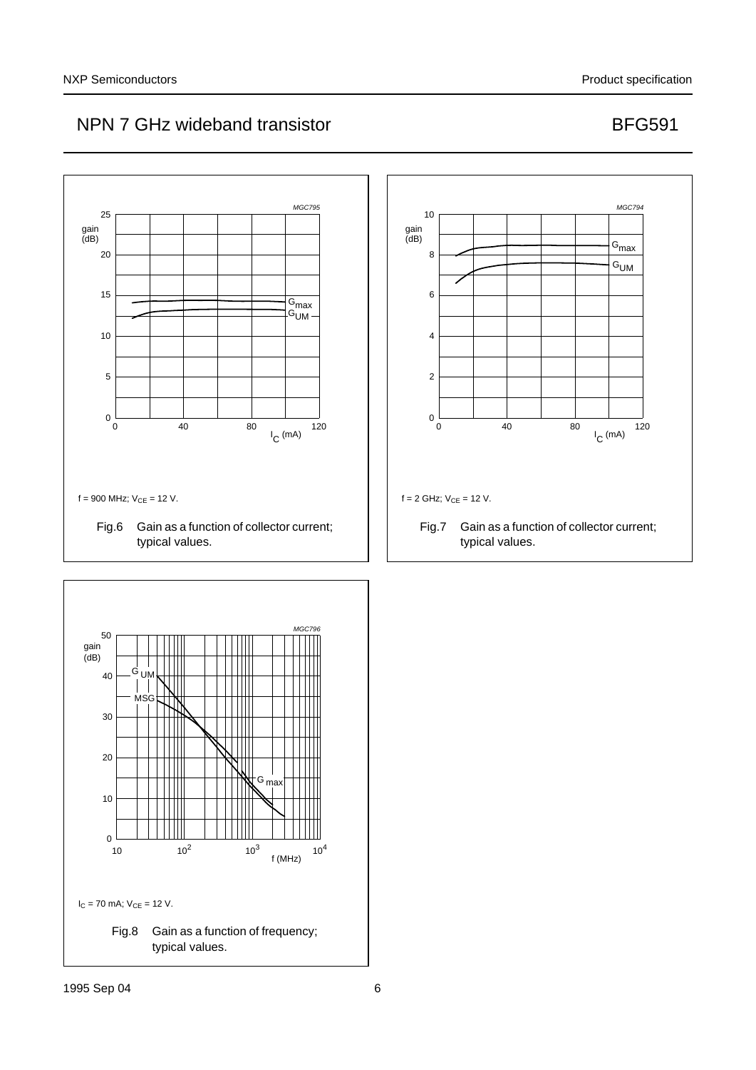f = 900 MHz; $V_{CE}$ = 12 V.

Fig.6 Gain as a function of collector current; typical values.

f = 2 GHz; $V_{CE}$ = 12 V.

Fig.7 Gain as a function of collector current; typical values.

$I_C$ = 70 mA; $V_{CE}$ = 12 V.

Fig.8 Gain as a function of frequency; typical values.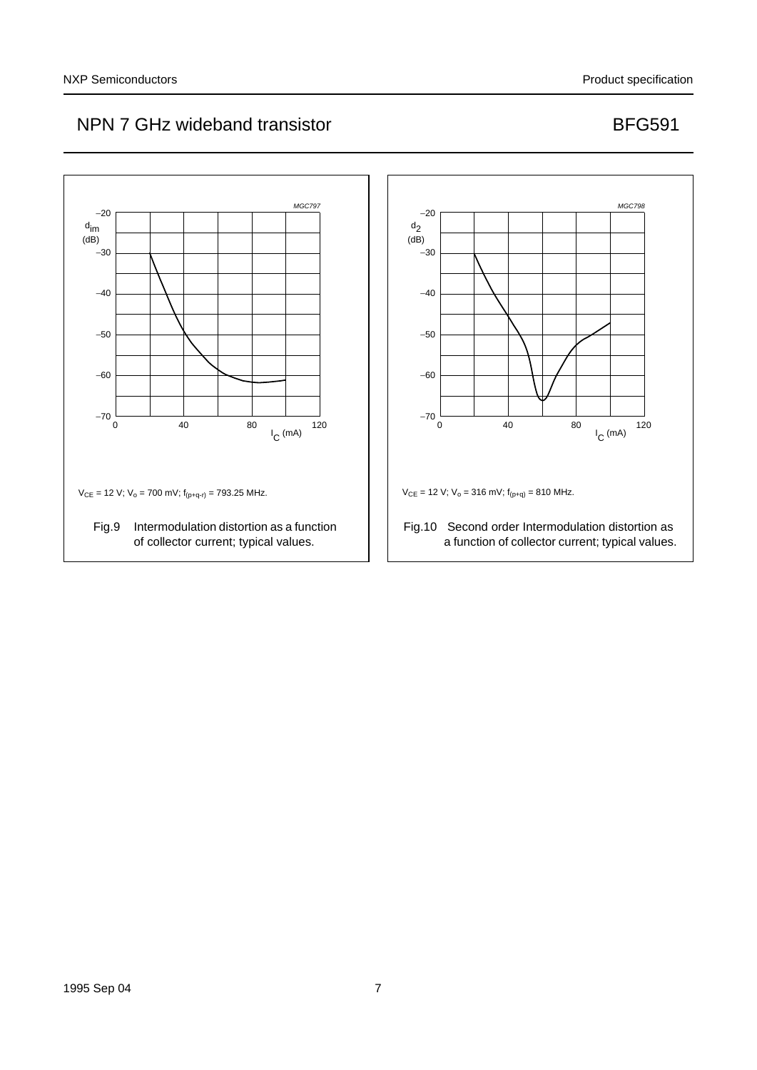$V_{CE}$ = 12 V; $V_o$ = 700 mV; $f_{(p+q-r)}$ = 793.25 MHz.

Fig.9 Intermodulation distortion as a function of collector current; typical values.

$V_{CE}$ = 12 V; $V_o$ = 316 mV; $f_{(p+q)}$ = 810 MHz.

Fig.10 Second order Intermodulation distortion as a function of collector current; typical values.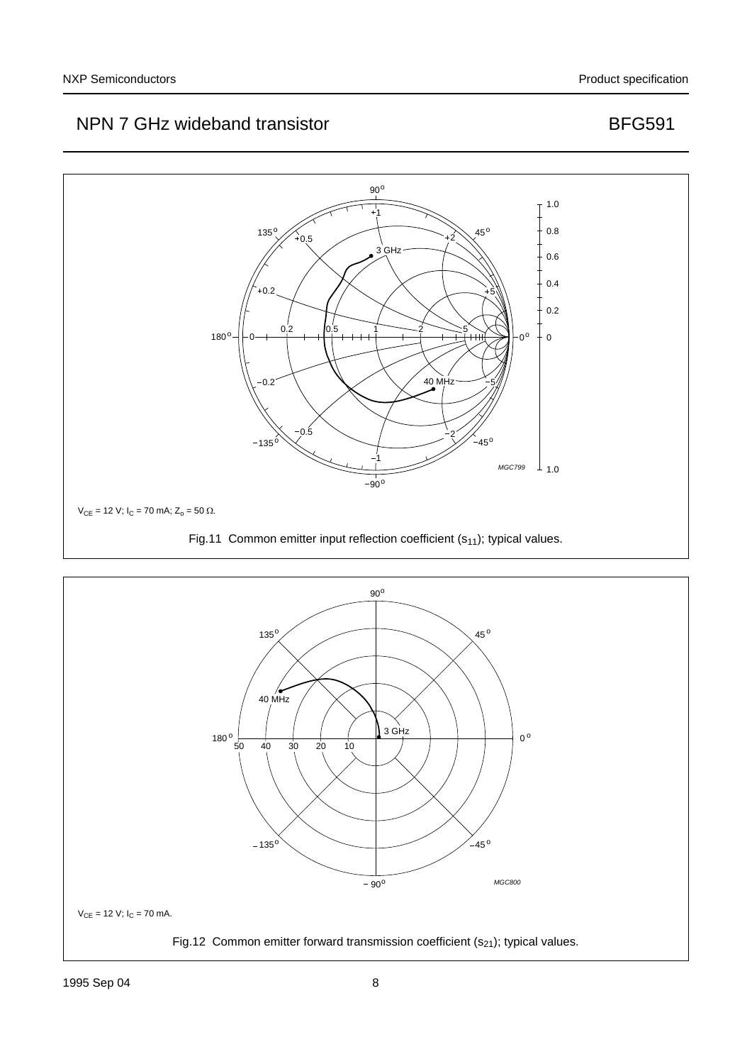$V_{CE}$ = 12 V; $I_C$ = 70 mA; $Z_o$ = 50 Ω.

Fig.11 Common emitter input reflection coefficient ($s_{11}$); typical values.

$V_{CE}$ = 12 V; $I_C$ = 70 mA.

Fig.12 Common emitter forward transmission coefficient ($s_{21}$); typical values.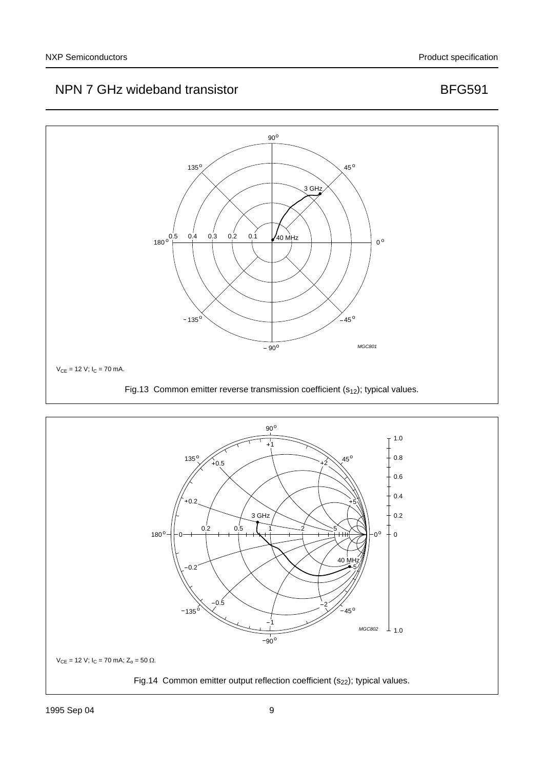$V_{CE}$ = 12 V; $I_C$ = 70 mA.

Fig.13 Common emitter reverse transmission coefficient ($s_{12}$); typical values.

$V_{CE}$ = 12 V; $I_C$ = 70 mA; $Z_o$ = 50 Ω.

Fig.14 Common emitter output reflection coefficient ($s_{22}$); typical values.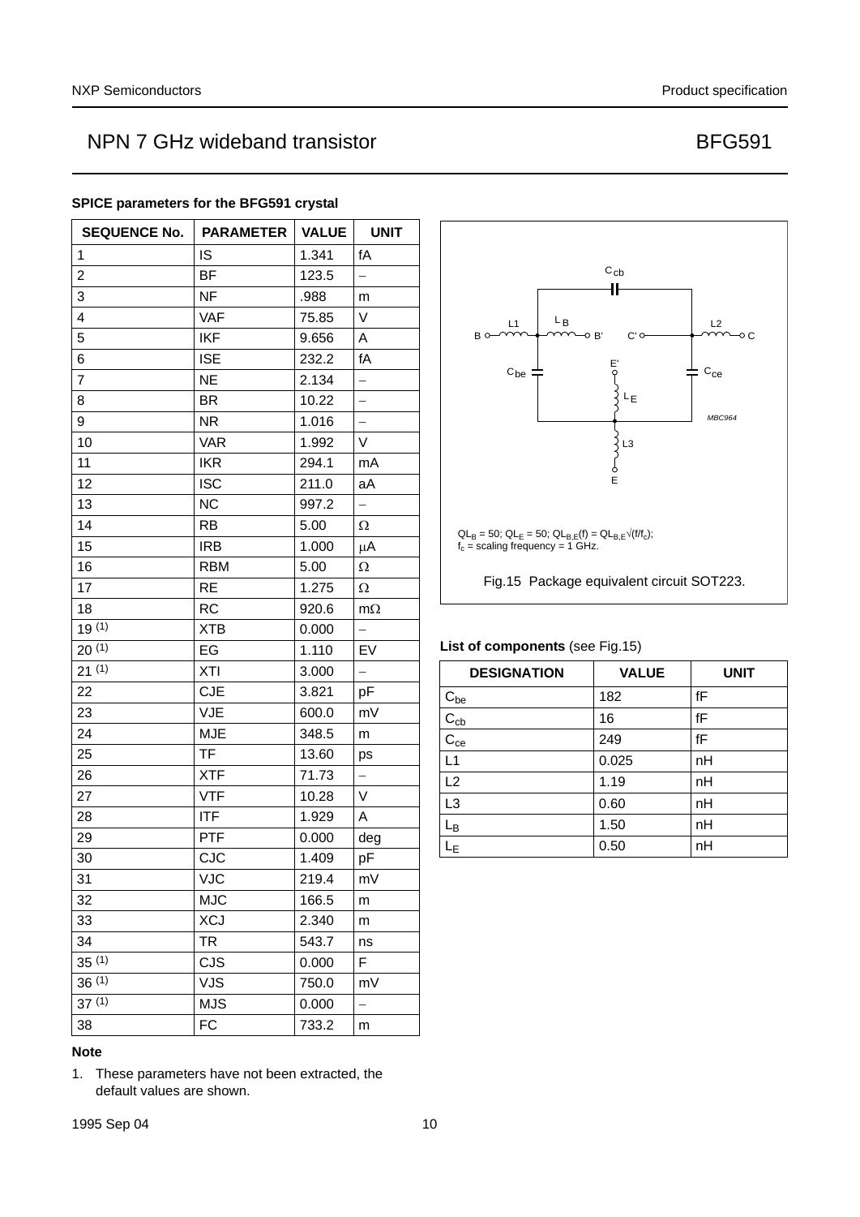### SPICE parameters for the BFG591 crystal

| SEQUENCE No. | PARAMETER | VALUE | UNIT |
|---|---|---|---|
| 1 | IS | 1.341 | fA |
| 2 | BF | 123.5 | – |
| 3 | NF | .988 | m |
| 4 | VAF | 75.85 | V |
| 5 | IKF | 9.656 | A |
| 6 | ISE | 232.2 | fA |
| 7 | NE | 2.134 | – |
| 8 | BR | 10.22 | – |
| 9 | NR | 1.016 | – |
| 10 | VAR | 1.992 | V |
| 11 | IKR | 294.1 | mA |
| 12 | ISC | 211.0 | aA |
| 13 | NC | 997.2 | – |
| 14 | RB | 5.00 | Ω |
| 15 | IRB | 1.000 | μA |
| 16 | RBM | 5.00 | Ω |
| 17 | RE | 1.275 | Ω |
| 18 | RC | 920.6 | mΩ |
| 19 (1) | XTB | 0.000 | – |
| 20 (1) | EG | 1.110 | EV |
| 21 (1) | XTI | 3.000 | – |
| 22 | CJE | 3.821 | pF |
| 23 | VJE | 600.0 | mV |
| 24 | MJE | 348.5 | m |
| 25 | TF | 13.60 | ps |
| 26 | XTF | 71.73 | – |
| 27 | VTF | 10.28 | V |
| 28 | ITF | 1.929 | A |
| 29 | PTF | 0.000 | deg |
| 30 | CJC | 1.409 | pF |
| 31 | VJC | 219.4 | mV |
| 32 | MJC | 166.5 | m |
| 33 | XCJ | 2.340 | m |
| 34 | TR | 543.7 | ns |
| 35 (1) | CJS | 0.000 | F |
| 36 (1) | VJS | 750.0 | mV |
| 37 (1) | MJS | 0.000 | – |
| 38 | FC | 733.2 | m |

**Note**

1. These parameters have not been extracted, the default values are shown.

$QL_B = 50$; $QL_E = 50$; $QL_{B,E}(f) = QL_{B,E}\sqrt{(f/f_c)}$;
$f_c$ = scaling frequency = 1 GHz.

Fig.15 Package equivalent circuit SOT223.

**List of components** (see Fig.15)

| DESIGNATION | VALUE | UNIT |
|---|---|---|
| $C_{be}$ | 182 | fF |
| $C_{cb}$ | 16 | fF |
| $C_{ce}$ | 249 | fF |
| L1 | 0.025 | nH |
| L2 | 1.19 | nH |
| L3 | 0.60 | nH |
| $L_B$ | 1.50 | nH |
| $L_E$ | 0.50 | nH |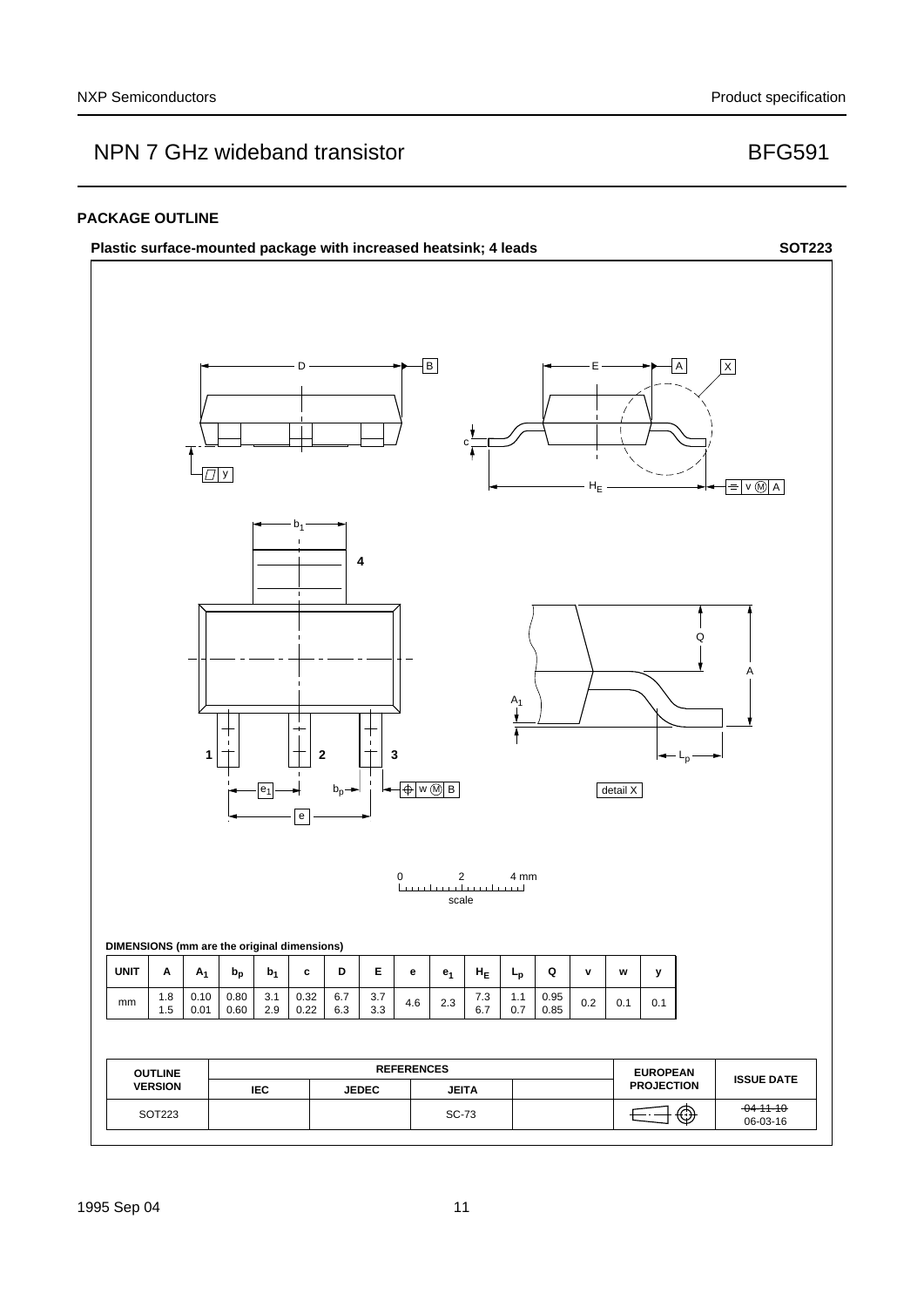## PACKAGE OUTLINE

**Plastic surface-mounted package with increased heatsink; 4 leads** **SOT223**

DIMENSIONS (mm are the original dimensions)

| UNIT | A | $A_1$ | $b_p$ | $b_1$ | c | D | E | e | $e_1$ | $H_E$ | $L_p$ | Q | v | w | y |
|---|---|---|---|---|---|---|---|---|---|---|---|---|---|---|---|
| mm | 1.8<br>1.5 | 0.10<br>0.01 | 0.80<br>0.60 | 3.1<br>2.9 | 0.32<br>0.22 | 6.7<br>6.3 | 3.7<br>3.3 | 4.6 | 2.3 | 7.3<br>6.7 | 1.1<br>0.7 | 0.95<br>0.85 | 0.2 | 0.1 | 0.1 |

| OUTLINE VERSION | REFERENCES | | | | EUROPEAN PROJECTION | ISSUE DATE |
|---|---|---|---|---|---|---|
| | IEC | JEDEC | JEITA | | | |
| SOT223 | | | SC-73 | | | ~~04-11-10~~<br>06-03-16 |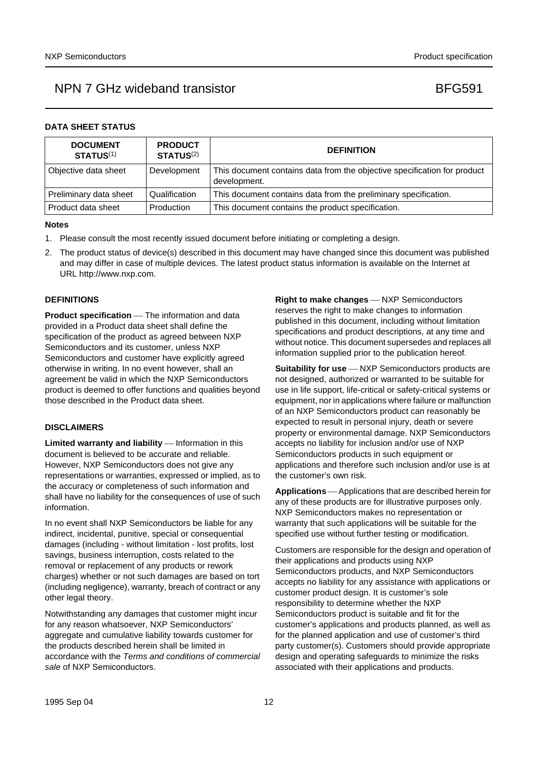## DATA SHEET STATUS

| DOCUMENT STATUS[1] | PRODUCT STATUS[2] | DEFINITION |
|---|---|---|
| Objective data sheet | Development | This document contains data from the objective specification for product development. |
| Preliminary data sheet | Qualification | This document contains data from the preliminary specification. |
| Product data sheet | Production | This document contains the product specification. |

### Notes

1. Please consult the most recently issued document before initiating or completing a design.
2. The product status of device(s) described in this document may have changed since this document was published and may differ in case of multiple devices. The latest product status information is available on the Internet at URL http://www.nxp.com.

## DEFINITIONS

**Product specification** — The information and data provided in a Product data sheet shall define the specification of the product as agreed between NXP Semiconductors and its customer, unless NXP Semiconductors and customer have explicitly agreed otherwise in writing. In no event however, shall an agreement be valid in which the NXP Semiconductors product is deemed to offer functions and qualities beyond those described in the Product data sheet.

## DISCLAIMERS

**Limited warranty and liability** — Information in this document is believed to be accurate and reliable. However, NXP Semiconductors does not give any representations or warranties, expressed or implied, as to the accuracy or completeness of such information and shall have no liability for the consequences of use of such information.

In no event shall NXP Semiconductors be liable for any indirect, incidental, punitive, special or consequential damages (including - without limitation - lost profits, lost savings, business interruption, costs related to the removal or replacement of any products or rework charges) whether or not such damages are based on tort (including negligence), warranty, breach of contract or any other legal theory.

Notwithstanding any damages that customer might incur for any reason whatsoever, NXP Semiconductors' aggregate and cumulative liability towards customer for the products described herein shall be limited in accordance with the *Terms and conditions of commercial sale* of NXP Semiconductors.

**Right to make changes** — NXP Semiconductors reserves the right to make changes to information published in this document, including without limitation specifications and product descriptions, at any time and without notice. This document supersedes and replaces all information supplied prior to the publication hereof.

**Suitability for use** — NXP Semiconductors products are not designed, authorized or warranted to be suitable for use in life support, life-critical or safety-critical systems or equipment, nor in applications where failure or malfunction of an NXP Semiconductors product can reasonably be expected to result in personal injury, death or severe property or environmental damage. NXP Semiconductors accepts no liability for inclusion and/or use of NXP Semiconductors products in such equipment or applications and therefore such inclusion and/or use is at the customer's own risk.

**Applications** — Applications that are described herein for any of these products are for illustrative purposes only. NXP Semiconductors makes no representation or warranty that such applications will be suitable for the specified use without further testing or modification.

Customers are responsible for the design and operation of their applications and products using NXP Semiconductors products, and NXP Semiconductors accepts no liability for any assistance with applications or customer product design. It is customer's sole responsibility to determine whether the NXP Semiconductors product is suitable and fit for the customer's applications and products planned, as well as for the planned application and use of customer's third party customer(s). Customers should provide appropriate design and operating safeguards to minimize the risks associated with their applications and products.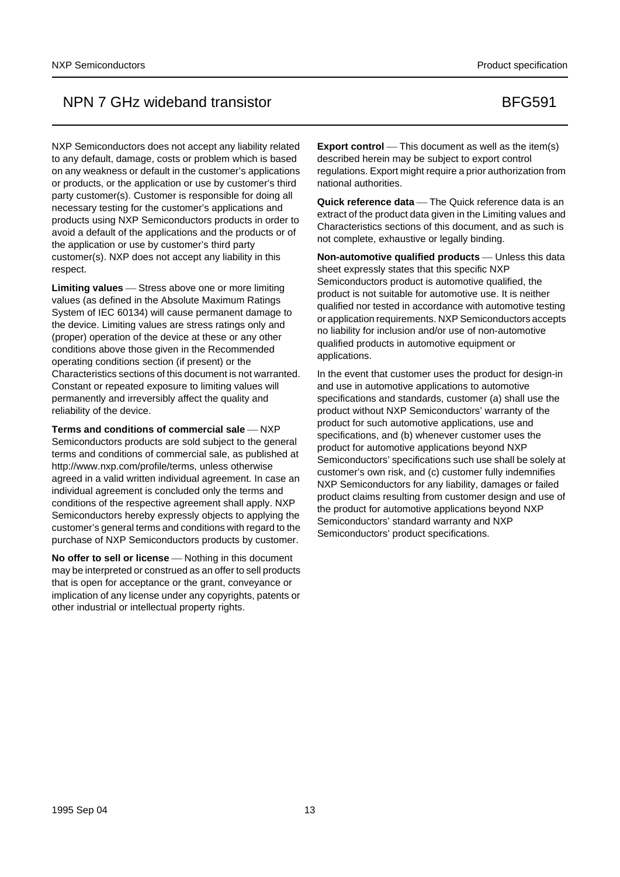NXP Semiconductors does not accept any liability related to any default, damage, costs or problem which is based on any weakness or default in the customer's applications or products, or the application or use by customer's third party customer(s). Customer is responsible for doing all necessary testing for the customer's applications and products using NXP Semiconductors products in order to avoid a default of the applications and the products or of the application or use by customer's third party customer(s). NXP does not accept any liability in this respect.

**Limiting values** — Stress above one or more limiting values (as defined in the Absolute Maximum Ratings System of IEC 60134) will cause permanent damage to the device. Limiting values are stress ratings only and (proper) operation of the device at these or any other conditions above those given in the Recommended operating conditions section (if present) or the Characteristics sections of this document is not warranted. Constant or repeated exposure to limiting values will permanently and irreversibly affect the quality and reliability of the device.

**Terms and conditions of commercial sale** — NXP Semiconductors products are sold subject to the general terms and conditions of commercial sale, as published at http://www.nxp.com/profile/terms, unless otherwise agreed in a valid written individual agreement. In case an individual agreement is concluded only the terms and conditions of the respective agreement shall apply. NXP Semiconductors hereby expressly objects to applying the customer's general terms and conditions with regard to the purchase of NXP Semiconductors products by customer.

**No offer to sell or license** — Nothing in this document may be interpreted or construed as an offer to sell products that is open for acceptance or the grant, conveyance or implication of any license under any copyrights, patents or other industrial or intellectual property rights.

**Export control** — This document as well as the item(s) described herein may be subject to export control regulations. Export might require a prior authorization from national authorities.

**Quick reference data** — The Quick reference data is an extract of the product data given in the Limiting values and Characteristics sections of this document, and as such is not complete, exhaustive or legally binding.

**Non-automotive qualified products** — Unless this data sheet expressly states that this specific NXP Semiconductors product is automotive qualified, the product is not suitable for automotive use. It is neither qualified nor tested in accordance with automotive testing or application requirements. NXP Semiconductors accepts no liability for inclusion and/or use of non-automotive qualified products in automotive equipment or applications.

In the event that customer uses the product for design-in and use in automotive applications to automotive specifications and standards, customer (a) shall use the product without NXP Semiconductors' warranty of the product for such automotive applications, use and specifications, and (b) whenever customer uses the product for automotive applications beyond NXP Semiconductors' specifications such use shall be solely at customer's own risk, and (c) customer fully indemnifies NXP Semiconductors for any liability, damages or failed product claims resulting from customer design and use of the product for automotive applications beyond NXP Semiconductors' standard warranty and NXP Semiconductors' product specifications.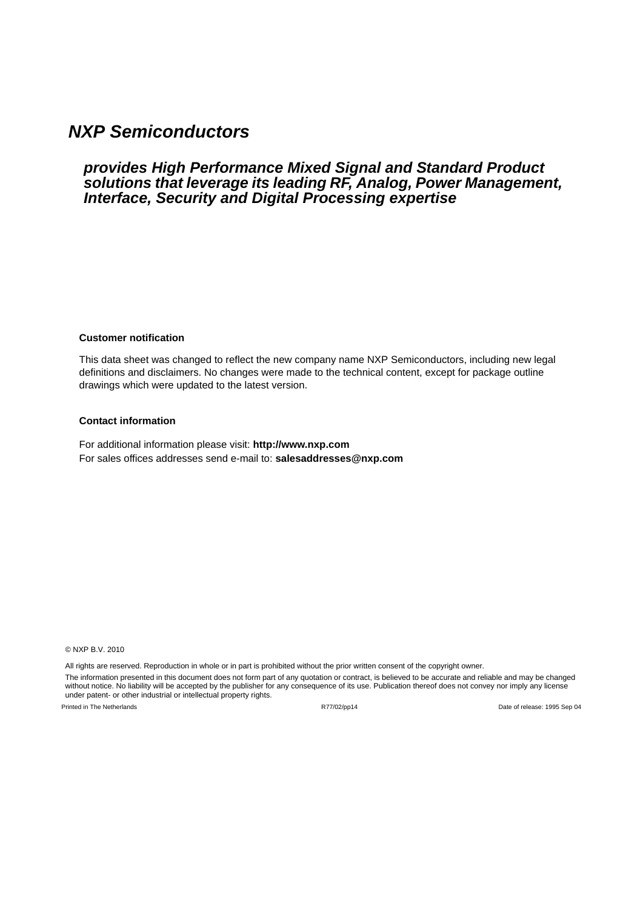# *NXP Semiconductors*

***provides High Performance Mixed Signal and Standard Product solutions that leverage its leading RF, Analog, Power Management, Interface, Security and Digital Processing expertise***

**Customer notification**

This data sheet was changed to reflect the new company name NXP Semiconductors, including new legal definitions and disclaimers. No changes were made to the technical content, except for package outline drawings which were updated to the latest version.

**Contact information**

For additional information please visit: **http://www.nxp.com**
For sales offices addresses send e-mail to: **salesaddresses@nxp.com**

© NXP B.V. 2010

All rights are reserved. Reproduction in whole or in part is prohibited without the prior written consent of the copyright owner.

The information presented in this document does not form part of any quotation or contract, is believed to be accurate and reliable and may be changed without notice. No liability will be accepted by the publisher for any consequence of its use. Publication thereof does not convey nor imply any license under patent- or other industrial or intellectual property rights.

Printed in The Netherlands R77/02/pp14 Date of release: 1995 Sep 04